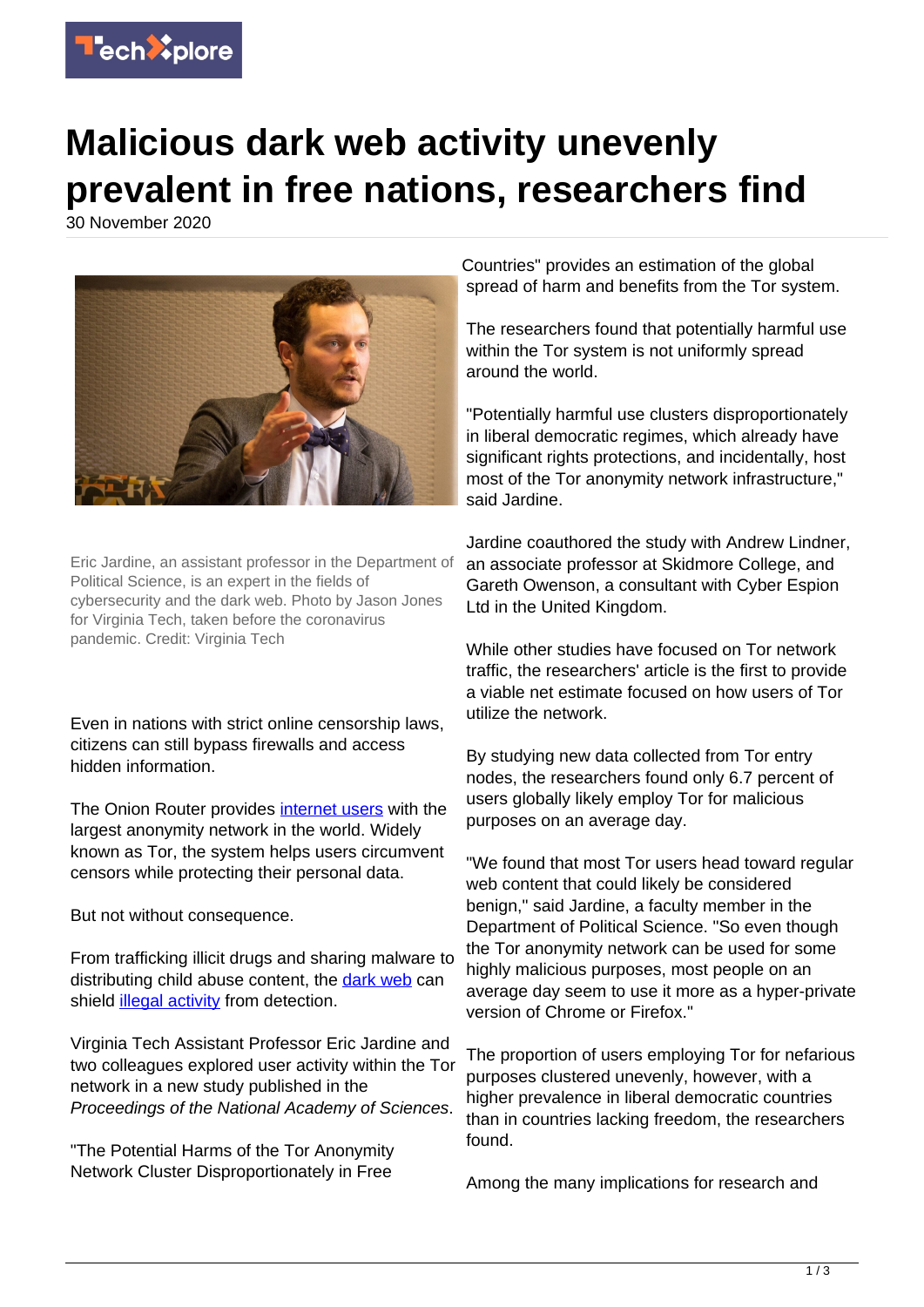# Malicious dark web activity unevenly prevalent in free nations, researchers find

30 November 2020

Eric Jardine, an assistant professor in the Department of Political Science, is an expert in the fields of cybersecurity and the dark web. Photo by Jason Jones for Virginia Tech, taken before the coronavirus pandemic. Credit: Virginia Tech

Even in nations with strict online censorship laws, citizens can still bypass firewalls and access hidden information.

The Onion Router provides internet users with the largest anonymity network in the world. Widely known as Tor, the system helps users circumvent censors while protecting their personal data.

But not without consequence.

From trafficking illicit drugs and sharing malware to distributing child abuse content, the dark web can shield illegal activity from detection.

Virginia Tech Assistant Professor Eric Jardine and two colleagues explored user activity within the Tor network in a new study published in the *Proceedings of the National Academy of Sciences*.

"The Potential Harms of the Tor Anonymity Network Cluster Disproportionately in Free Countries" provides an estimation of the global spread of harm and benefits from the Tor system.

The researchers found that potentially harmful use within the Tor system is not uniformly spread around the world.

"Potentially harmful use clusters disproportionately in liberal democratic regimes, which already have significant rights protections, and incidentally, host most of the Tor anonymity network infrastructure," said Jardine.

Jardine coauthored the study with Andrew Lindner, an associate professor at Skidmore College, and Gareth Owenson, a consultant with Cyber Espion Ltd in the United Kingdom.

While other studies have focused on Tor network traffic, the researchers' article is the first to provide a viable net estimate focused on how users of Tor utilize the network.

By studying new data collected from Tor entry nodes, the researchers found only 6.7 percent of users globally likely employ Tor for malicious purposes on an average day.

"We found that most Tor users head toward regular web content that could likely be considered benign," said Jardine, a faculty member in the Department of Political Science. "So even though the Tor anonymity network can be used for some highly malicious purposes, most people on an average day seem to use it more as a hyper-private version of Chrome or Firefox."

The proportion of users employing Tor for nefarious purposes clustered unevenly, however, with a higher prevalence in liberal democratic countries than in countries lacking freedom, the researchers found.

Among the many implications for research and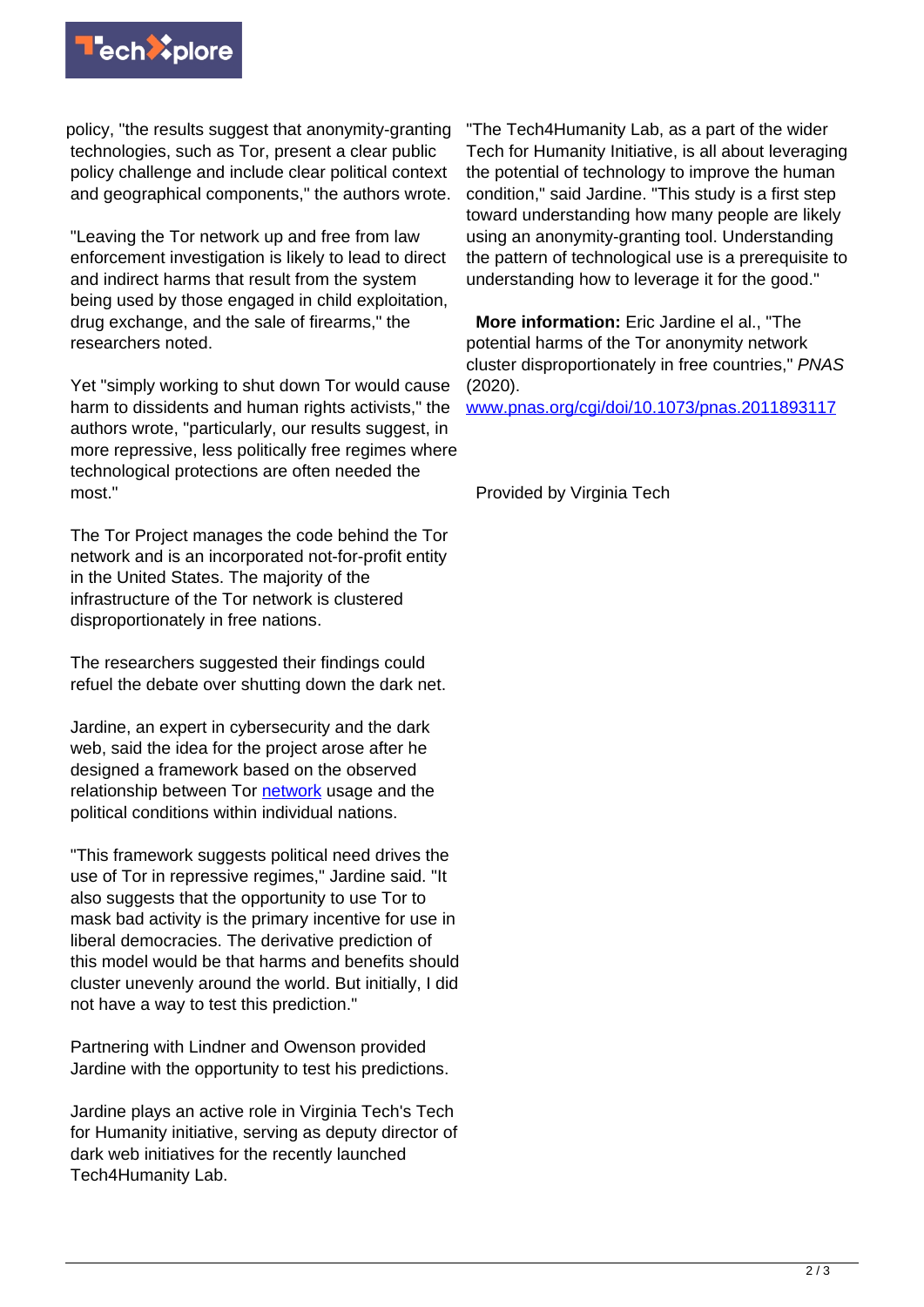policy, "the results suggest that anonymity-granting technologies, such as Tor, present a clear public policy challenge and include clear political context and geographical components," the authors wrote.

"Leaving the Tor network up and free from law enforcement investigation is likely to lead to direct and indirect harms that result from the system being used by those engaged in child exploitation, drug exchange, and the sale of firearms," the researchers noted.

Yet "simply working to shut down Tor would cause harm to dissidents and human rights activists," the authors wrote, "particularly, our results suggest, in more repressive, less politically free regimes where technological protections are often needed the most."

The Tor Project manages the code behind the Tor network and is an incorporated not-for-profit entity in the United States. The majority of the infrastructure of the Tor network is clustered disproportionately in free nations.

The researchers suggested their findings could refuel the debate over shutting down the dark net.

Jardine, an expert in cybersecurity and the dark web, said the idea for the project arose after he designed a framework based on the observed relationship between Tor network usage and the political conditions within individual nations.

"This framework suggests political need drives the use of Tor in repressive regimes," Jardine said. "It also suggests that the opportunity to use Tor to mask bad activity is the primary incentive for use in liberal democracies. The derivative prediction of this model would be that harms and benefits should cluster unevenly around the world. But initially, I did not have a way to test this prediction."

Partnering with Lindner and Owenson provided Jardine with the opportunity to test his predictions.

Jardine plays an active role in Virginia Tech's Tech for Humanity initiative, serving as deputy director of dark web initiatives for the recently launched Tech4Humanity Lab.

"The Tech4Humanity Lab, as a part of the wider Tech for Humanity Initiative, is all about leveraging the potential of technology to improve the human condition," said Jardine. "This study is a first step toward understanding how many people are likely using an anonymity-granting tool. Understanding the pattern of technological use is a prerequisite to understanding how to leverage it for the good."

**More information:** Eric Jardine el al., "The potential harms of the Tor anonymity network cluster disproportionately in free countries," *PNAS* (2020). www.pnas.org/cgi/doi/10.1073/pnas.2011893117

Provided by Virginia Tech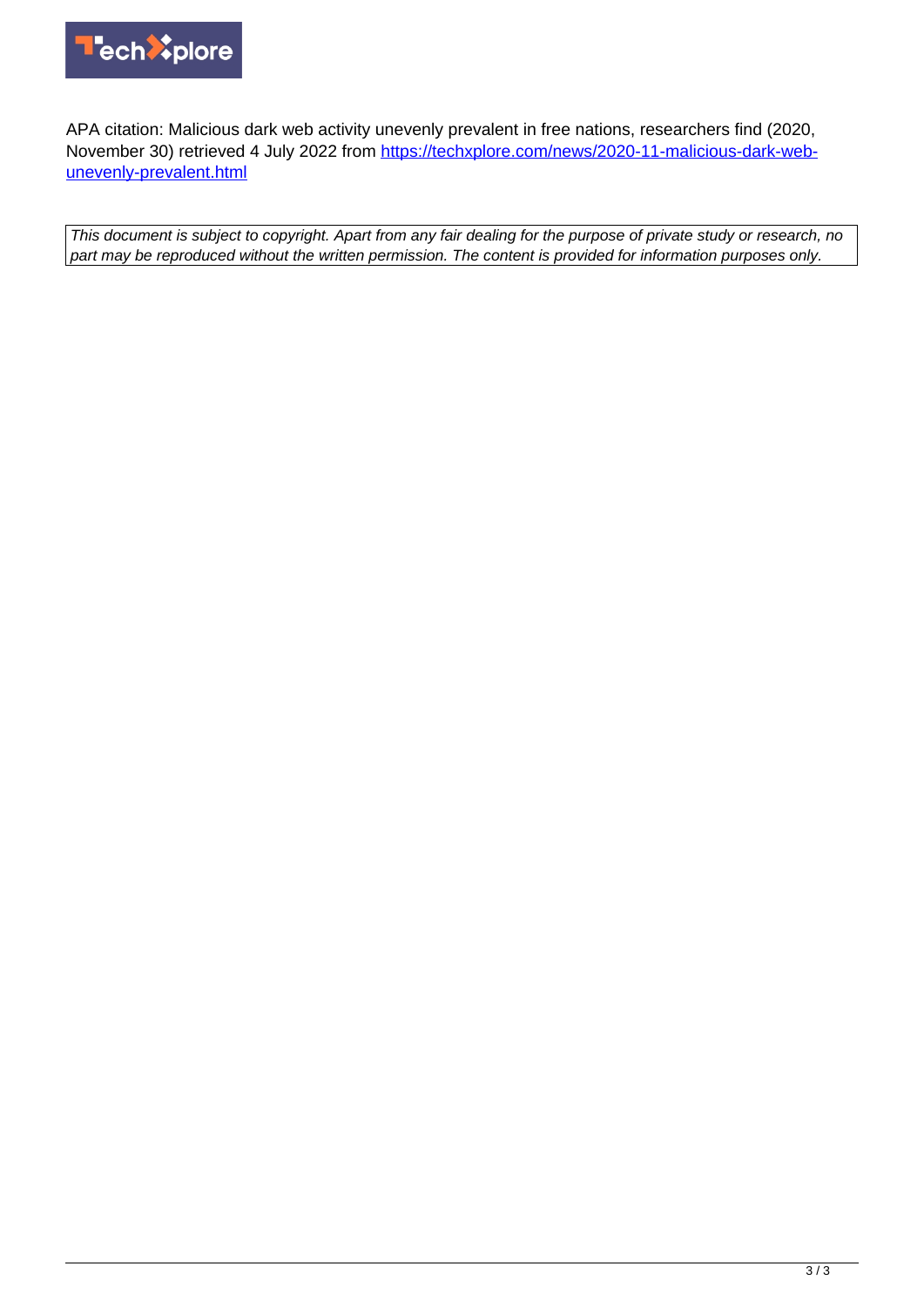APA citation: Malicious dark web activity unevenly prevalent in free nations, researchers find (2020, November 30) retrieved 4 July 2022 from https://techxplore.com/news/2020-11-malicious-dark-web-unevenly-prevalent.html

*This document is subject to copyright. Apart from any fair dealing for the purpose of private study or research, no part may be reproduced without the written permission. The content is provided for information purposes only.*